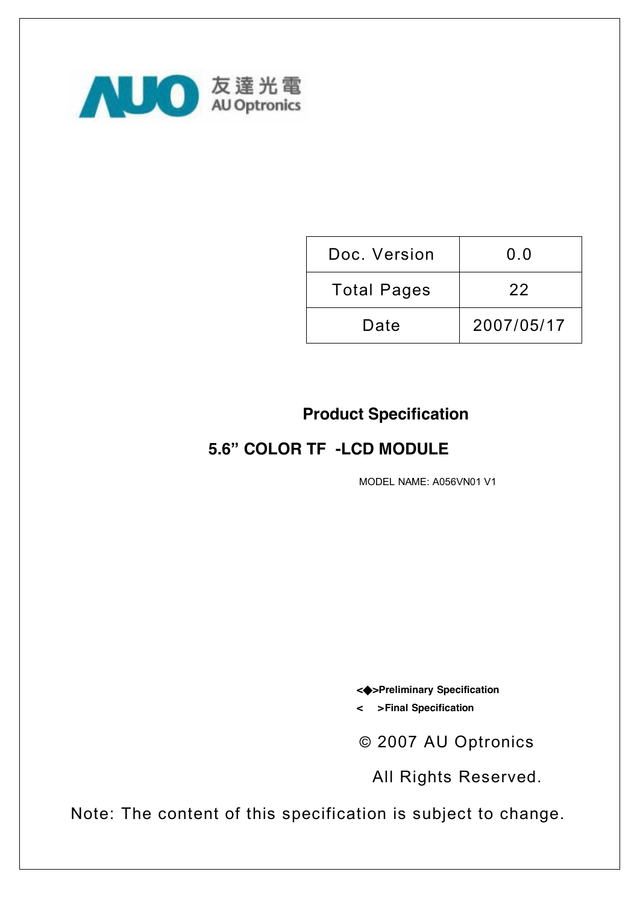友達光電
AU Optronics

| Doc. Version | 0.0 |
| --- | --- |
| Total Pages | 22 |
| Date | 2007/05/17 |

# Product Specification

## 5.6" COLOR TF -LCD MODULE

MODEL NAME: A056VN01 V1

<◆>Preliminary Specification
< >Final Specification

© 2007 AU Optronics
All Rights Reserved.

Note: The content of this specification is subject to change.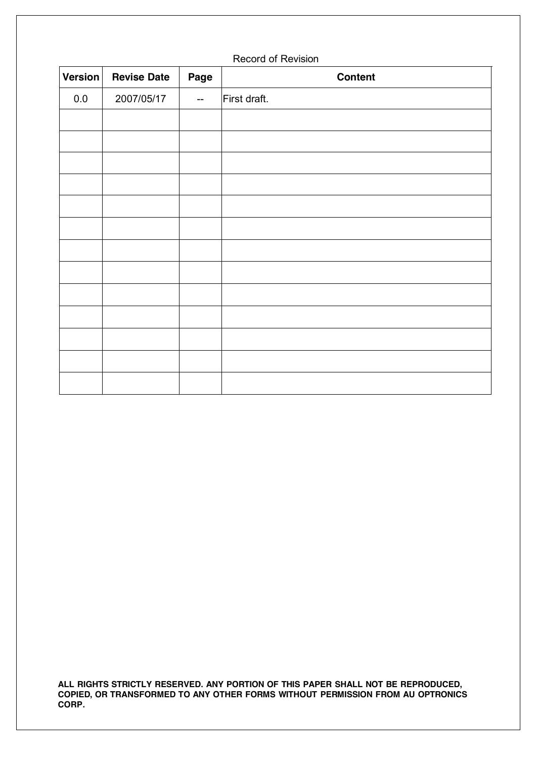Record of Revision

| Version | Revise Date | Page | Content |
|---|---|---|---|
| 0.0 | 2007/05/17 | -- | First draft. |
| | | | |
| | | | |
| | | | |
| | | | |
| | | | |
| | | | |
| | | | |
| | | | |
| | | | |
| | | | |
| | | | |
| | | | |
| | | | |

**ALL RIGHTS STRICTLY RESERVED. ANY PORTION OF THIS PAPER SHALL NOT BE REPRODUCED, COPIED, OR TRANSFORMED TO ANY OTHER FORMS WITHOUT PERMISSION FROM AU OPTRONICS CORP.**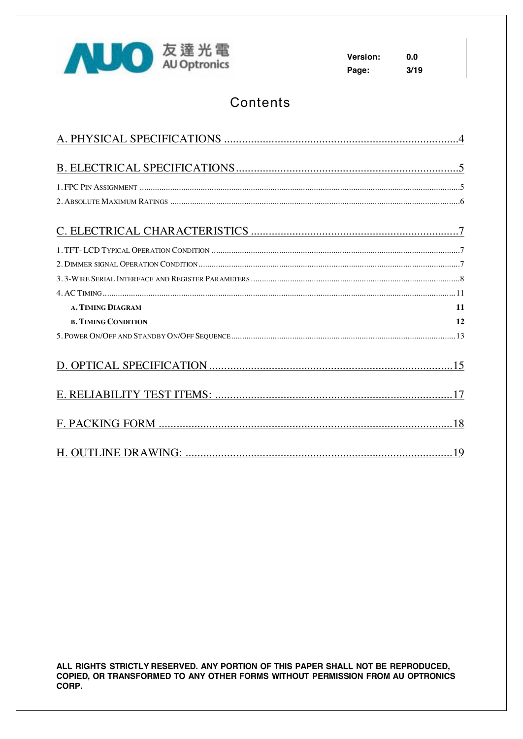# Contents

A. PHYSICAL SPECIFICATIONS ....................................................................................4

B. ELECTRICAL SPECIFICATIONS....................................................................................5

1. FPC PIN ASSIGNMENT ....................................................................................5

2. ABSOLUTE MAXIMUM RATINGS ....................................................................................6

C. ELECTRICAL CHARACTERISTICS ....................................................................................7

1. TFT- LCD TYPICAL OPERATION CONDITION ....................................................................................7

2. DIMMER SIGNAL OPERATION CONDITION....................................................................................7

3. 3-WIRE SERIAL INTERFACE AND REGISTER PARAMETERS....................................................................................8

4. AC TIMING....................................................................................11

**A. TIMING DIAGRAM** **11**

**B. TIMING CONDITION** **12**

5. POWER ON/OFF AND STANDBY ON/OFF SEQUENCE....................................................................................13

D. OPTICAL SPECIFICATION ....................................................................................15

E. RELIABILITY TEST ITEMS: ....................................................................................17

F. PACKING FORM ....................................................................................18

H. OUTLINE DRAWING: ....................................................................................19

**ALL RIGHTS STRICTLY RESERVED. ANY PORTION OF THIS PAPER SHALL NOT BE REPRODUCED, COPIED, OR TRANSFORMED TO ANY OTHER FORMS WITHOUT PERMISSION FROM AU OPTRONICS CORP.**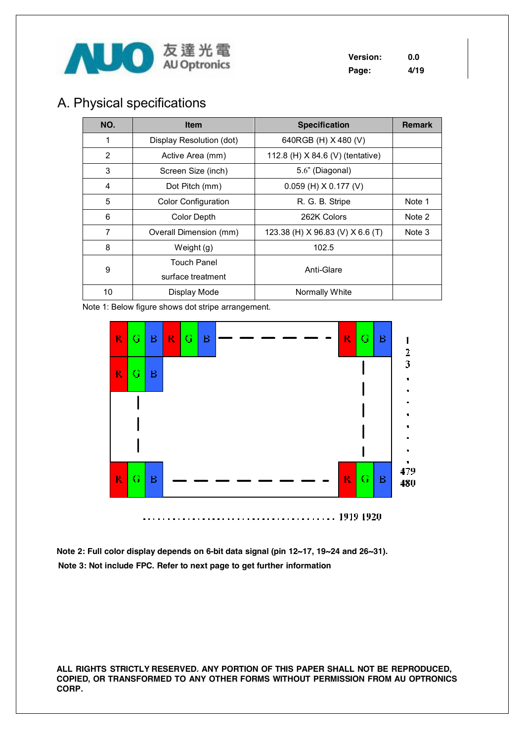## A. Physical specifications

| NO. | Item | Specification | Remark |
|---|---|---|---|
| 1 | Display Resolution (dot) | 640RGB (H) X 480 (V) | |
| 2 | Active Area (mm) | 112.8 (H) X 84.6 (V) (tentative) | |
| 3 | Screen Size (inch) | 5.6" (Diagonal) | |
| 4 | Dot Pitch (mm) | 0.059 (H) X 0.177 (V) | |
| 5 | Color Configuration | R. G. B. Stripe | Note 1 |
| 6 | Color Depth | 262K Colors | Note 2 |
| 7 | Overall Dimension (mm) | 123.38 (H) X 96.83 (V) X 6.6 (T) | Note 3 |
| 8 | Weight (g) | 102.5 | |
| 9 | Touch Panel surface treatment | Anti-Glare | |
| 10 | Display Mode | Normally White | |

Note 1: Below figure shows dot stripe arrangement.

R G B R G B - - - - - - R G B    1
R G B                            2
                                 3
...
R G B - - - - - - - - R G B      479
                                 480

.......... 1919 1920

**Note 2: Full color display depends on 6-bit data signal (pin 12~17, 19~24 and 26~31).**

**Note 3: Not include FPC. Refer to next page to get further information**

**ALL RIGHTS STRICTLY RESERVED. ANY PORTION OF THIS PAPER SHALL NOT BE REPRODUCED, COPIED, OR TRANSFORMED TO ANY OTHER FORMS WITHOUT PERMISSION FROM AU OPTRONICS CORP.**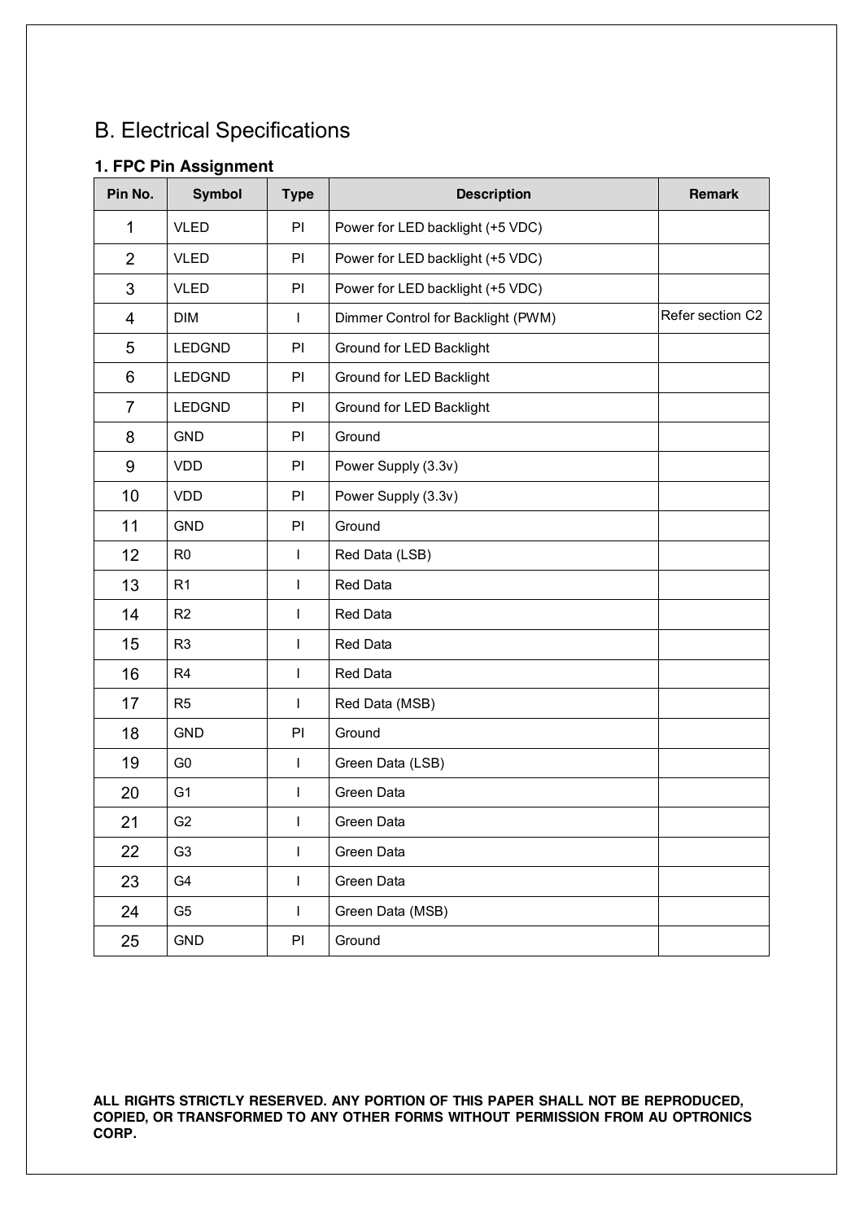# B. Electrical Specifications

## 1. FPC Pin Assignment

| Pin No. | Symbol | Type | Description | Remark |
|---|---|---|---|---|
| 1 | VLED | PI | Power for LED backlight (+5 VDC) | |
| 2 | VLED | PI | Power for LED backlight (+5 VDC) | |
| 3 | VLED | PI | Power for LED backlight (+5 VDC) | |
| 4 | DIM | I | Dimmer Control for Backlight (PWM) | Refer section C2 |
| 5 | LEDGND | PI | Ground for LED Backlight | |
| 6 | LEDGND | PI | Ground for LED Backlight | |
| 7 | LEDGND | PI | Ground for LED Backlight | |
| 8 | GND | PI | Ground | |
| 9 | VDD | PI | Power Supply (3.3v) | |
| 10 | VDD | PI | Power Supply (3.3v) | |
| 11 | GND | PI | Ground | |
| 12 | R0 | I | Red Data (LSB) | |
| 13 | R1 | I | Red Data | |
| 14 | R2 | I | Red Data | |
| 15 | R3 | I | Red Data | |
| 16 | R4 | I | Red Data | |
| 17 | R5 | I | Red Data (MSB) | |
| 18 | GND | PI | Ground | |
| 19 | G0 | I | Green Data (LSB) | |
| 20 | G1 | I | Green Data | |
| 21 | G2 | I | Green Data | |
| 22 | G3 | I | Green Data | |
| 23 | G4 | I | Green Data | |
| 24 | G5 | I | Green Data (MSB) | |
| 25 | GND | PI | Ground | |

**ALL RIGHTS STRICTLY RESERVED. ANY PORTION OF THIS PAPER SHALL NOT BE REPRODUCED, COPIED, OR TRANSFORMED TO ANY OTHER FORMS WITHOUT PERMISSION FROM AU OPTRONICS CORP.**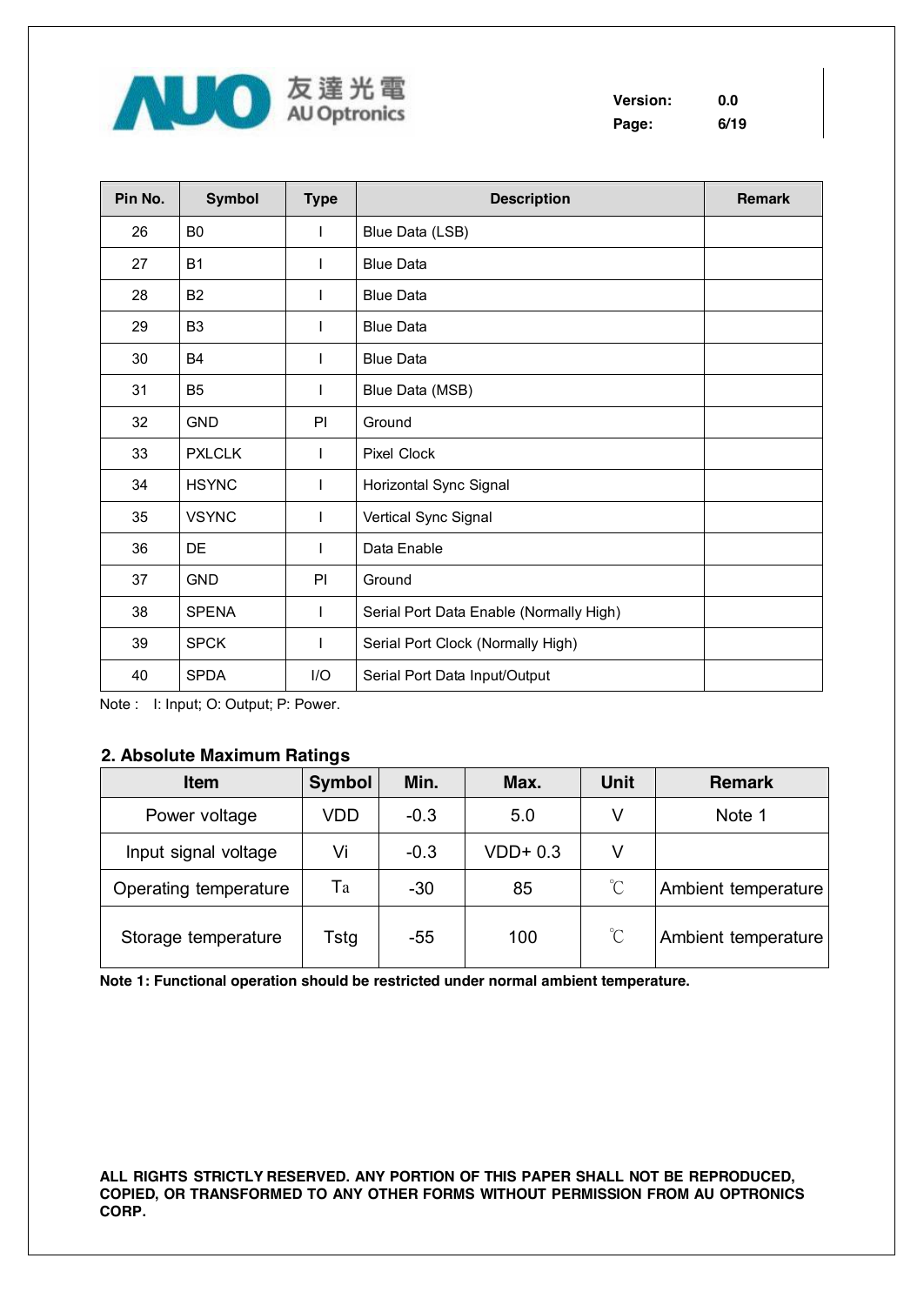| Pin No. | Symbol | Type | Description | Remark |
|---|---|---|---|---|
| 26 | B0 | I | Blue Data (LSB) | |
| 27 | B1 | I | Blue Data | |
| 28 | B2 | I | Blue Data | |
| 29 | B3 | I | Blue Data | |
| 30 | B4 | I | Blue Data | |
| 31 | B5 | I | Blue Data (MSB) | |
| 32 | GND | PI | Ground | |
| 33 | PXLCLK | I | Pixel Clock | |
| 34 | HSYNC | I | Horizontal Sync Signal | |
| 35 | VSYNC | I | Vertical Sync Signal | |
| 36 | DE | I | Data Enable | |
| 37 | GND | PI | Ground | |
| 38 | SPENA | I | Serial Port Data Enable (Normally High) | |
| 39 | SPCK | I | Serial Port Clock (Normally High) | |
| 40 | SPDA | I/O | Serial Port Data Input/Output | |

Note : I: Input; O: Output; P: Power.

## 2. Absolute Maximum Ratings

| Item | Symbol | Min. | Max. | Unit | Remark |
|---|---|---|---|---|---|
| Power voltage | VDD | -0.3 | 5.0 | V | Note 1 |
| Input signal voltage | Vi | -0.3 | VDD+ 0.3 | V | |
| Operating temperature | Ta | -30 | 85 | ℃ | Ambient temperature |
| Storage temperature | Tstg | -55 | 100 | ℃ | Ambient temperature |

**Note 1: Functional operation should be restricted under normal ambient temperature.**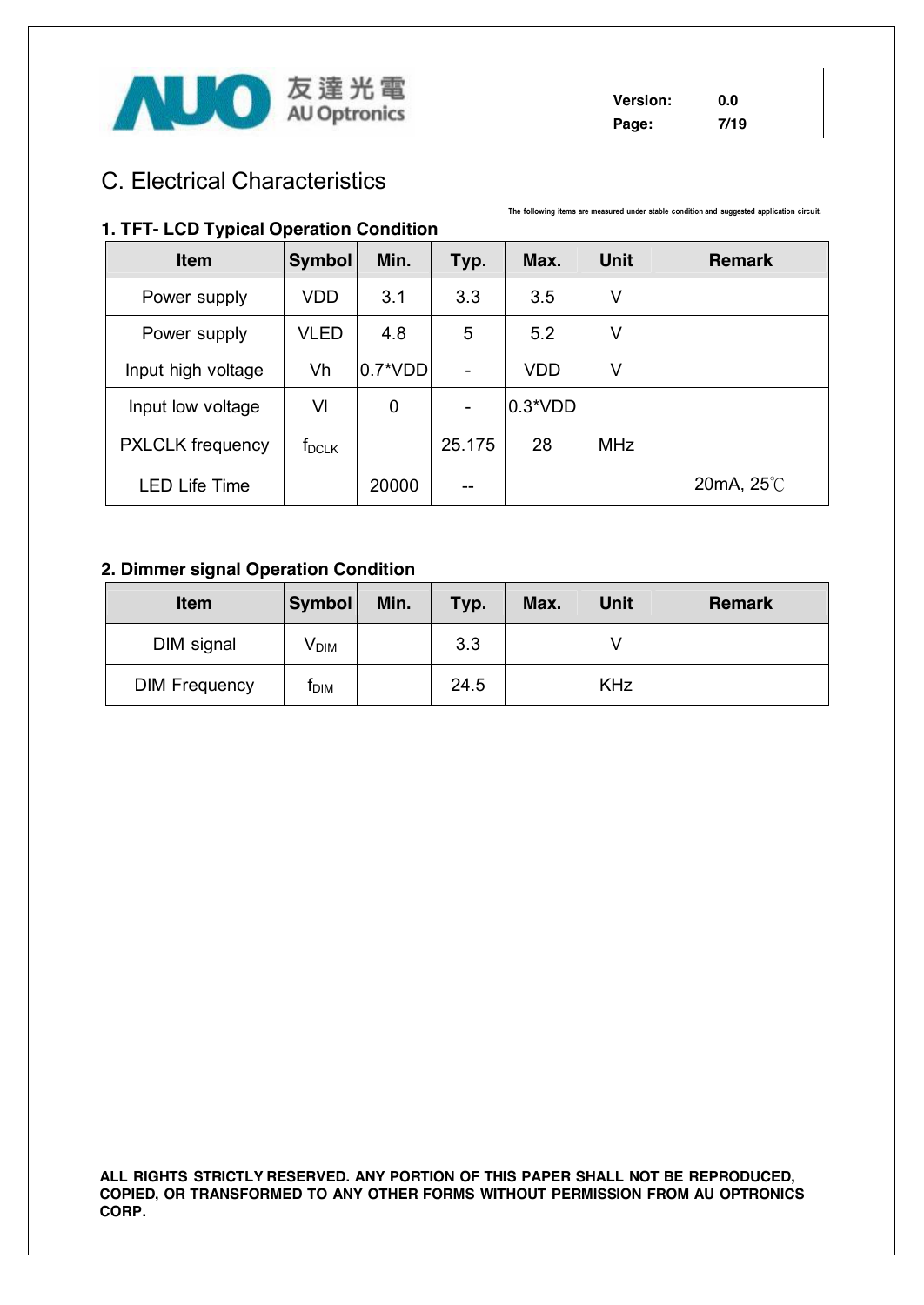## C. Electrical Characteristics

The following items are measured under stable condition and suggested application circuit.

### 1. TFT- LCD Typical Operation Condition

| Item | Symbol | Min. | Typ. | Max. | Unit | Remark |
|---|---|---|---|---|---|---|
| Power supply | VDD | 3.1 | 3.3 | 3.5 | V | |
| Power supply | VLED | 4.8 | 5 | 5.2 | V | |
| Input high voltage | Vh | 0.7*VDD | - | VDD | V | |
| Input low voltage | Vl | 0 | - | 0.3*VDD | | |
| PXLCLK frequency | $f_{DCLK}$ | | 25.175 | 28 | MHz | |
| LED Life Time | | 20000 | -- | | | 20mA, 25℃ |

### 2. Dimmer signal Operation Condition

| Item | Symbol | Min. | Typ. | Max. | Unit | Remark |
|---|---|---|---|---|---|---|
| DIM signal | $V_{DIM}$ | | 3.3 | | V | |
| DIM Frequency | $f_{DIM}$ | | 24.5 | | KHz | |

**ALL RIGHTS STRICTLY RESERVED. ANY PORTION OF THIS PAPER SHALL NOT BE REPRODUCED, COPIED, OR TRANSFORMED TO ANY OTHER FORMS WITHOUT PERMISSION FROM AU OPTRONICS CORP.**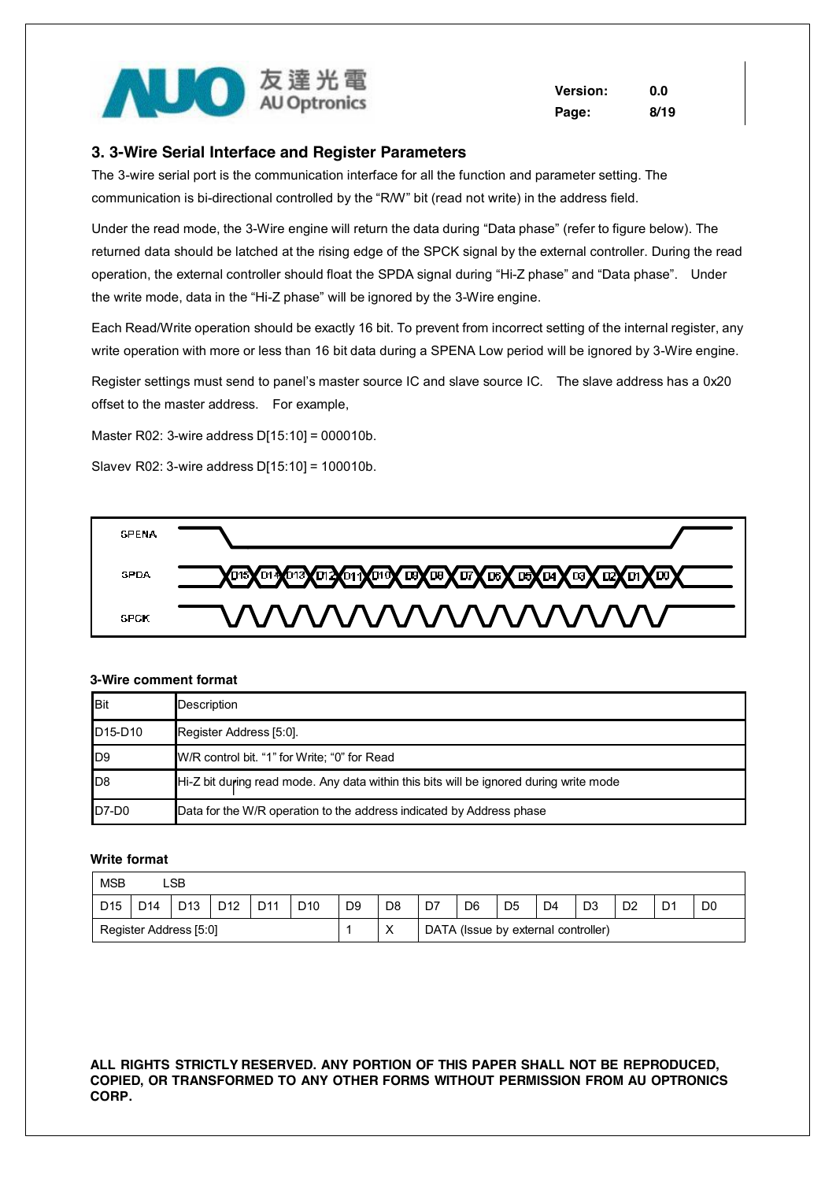## 3. 3-Wire Serial Interface and Register Parameters

The 3-wire serial port is the communication interface for all the function and parameter setting. The communication is bi-directional controlled by the "R/W" bit (read not write) in the address field.

Under the read mode, the 3-Wire engine will return the data during "Data phase" (refer to figure below). The returned data should be latched at the rising edge of the SPCK signal by the external controller. During the read operation, the external controller should float the SPDA signal during "Hi-Z phase" and "Data phase". Under the write mode, data in the "Hi-Z phase" will be ignored by the 3-Wire engine.

Each Read/Write operation should be exactly 16 bit. To prevent from incorrect setting of the internal register, any write operation with more or less than 16 bit data during a SPENA Low period will be ignored by 3-Wire engine.

Register settings must send to panel's master source IC and slave source IC. The slave address has a 0x20 offset to the master address. For example,

Master R02: 3-wire address D[15:10] = 000010b.

Slavev R02: 3-wire address D[15:10] = 100010b.

SPENA

SPDA D15 D14 D13 D12 D11 D10 D9 D8 D7 D6 D5 D4 D3 D2 D1 D0

SPCK

**3-Wire comment format**

| Bit | Description |
|---|---|
| D15-D10 | Register Address [5:0]. |
| D9 | W/R control bit. "1" for Write; "0" for Read |
| D8 | Hi-Z bit during read mode. Any data within this bits will be ignored during write mode |
| D7-D0 | Data for the W/R operation to the address indicated by Address phase |

**Write format**

| MSB | LSB | | | | | | | | | | | | | | |
|---|---|---|---|---|---|---|---|---|---|---|---|---|---|---|---|
| D15 | D14 | D13 | D12 | D11 | D10 | D9 | D8 | D7 | D6 | D5 | D4 | D3 | D2 | D1 | D0 |
| Register Address [5:0] | | | | | | 1 | X | DATA (Issue by external controller) | | | | | | | |

**ALL RIGHTS STRICTLY RESERVED. ANY PORTION OF THIS PAPER SHALL NOT BE REPRODUCED, COPIED, OR TRANSFORMED TO ANY OTHER FORMS WITHOUT PERMISSION FROM AU OPTRONICS CORP.**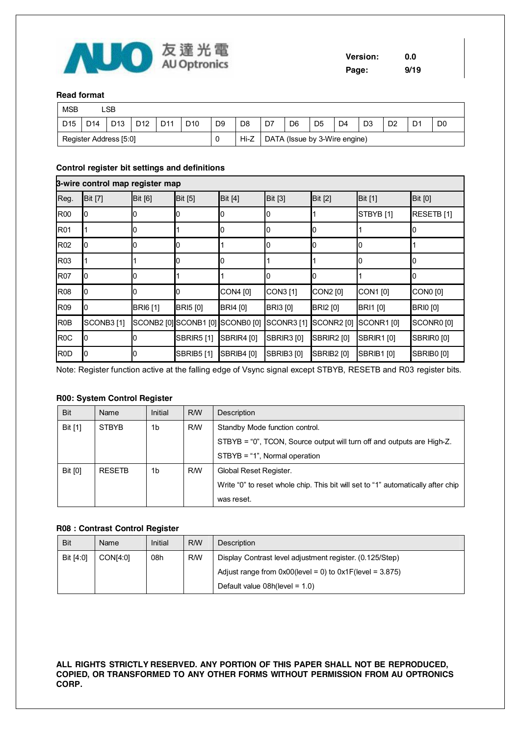### Read format

| MSB | | | | | | | | | | | | | | | LSB |
|---|---|---|---|---|---|---|---|---|---|---|---|---|---|---|---|
| D15 | D14 | D13 | D12 | D11 | D10 | D9 | D8 | D7 | D6 | D5 | D4 | D3 | D2 | D1 | D0 |
| Register Address [5:0] | | | | | | 0 | Hi-Z | DATA (Issue by 3-Wire engine) | | | | | | | |

### Control register bit settings and definitions

| 3-wire control map register map | | | | | | | | |
|---|---|---|---|---|---|---|---|---|
| Reg. | Bit [7] | Bit [6] | Bit [5] | Bit [4] | Bit [3] | Bit [2] | Bit [1] | Bit [0] |
| R00 | 0 | 0 | 0 | 0 | 0 | 1 | STBYB [1] | RESETB [1] |
| R01 | 1 | 0 | 1 | 0 | 0 | 0 | 1 | 0 |
| R02 | 0 | 0 | 0 | 1 | 0 | 0 | 0 | 1 |
| R03 | 1 | 1 | 0 | 0 | 1 | 1 | 0 | 0 |
| R07 | 0 | 0 | 1 | 1 | 0 | 0 | 1 | 0 |
| R08 | 0 | 0 | 0 | CON4 [0] | CON3 [1] | CON2 [0] | CON1 [0] | CON0 [0] |
| R09 | 0 | BRI6 [1] | BRI5 [0] | BRI4 [0] | BRI3 [0] | BRI2 [0] | BRI1 [0] | BRI0 [0] |
| R0B | SCONB3 [1] | SCONB2 [0] | SCONB1 [0] | SCONB0 [0] | SCONR3 [1] | SCONR2 [0] | SCONR1 [0] | SCONR0 [0] |
| R0C | 0 | 0 | SBRIR5 [1] | SBRIR4 [0] | SBRIR3 [0] | SBRIR2 [0] | SBRIR1 [0] | SBRIR0 [0] |
| R0D | 0 | 0 | SBRIB5 [1] | SBRIB4 [0] | SBRIB3 [0] | SBRIB2 [0] | SBRIB1 [0] | SBRIB0 [0] |

Note: Register function active at the falling edge of Vsync signal except STBYB, RESETB and R03 register bits.

### R00: System Control Register

| Bit | Name | Initial | R/W | Description |
|---|---|---|---|---|
| Bit [1] | STBYB | 1b | R/W | Standby Mode function control.<br>STBYB = "0", TCON, Source output will turn off and outputs are High-Z.<br>STBYB = "1", Normal operation |
| Bit [0] | RESETB | 1b | R/W | Global Reset Register.<br>Write "0" to reset whole chip. This bit will set to "1" automatically after chip was reset. |

### R08 : Contrast Control Register

| Bit | Name | Initial | R/W | Description |
|---|---|---|---|---|
| Bit [4:0] | CON[4:0] | 08h | R/W | Display Contrast level adjustment register. (0.125/Step)<br>Adjust range from 0x00(level = 0) to 0x1F(level = 3.875)<br>Default value 08h(level = 1.0) |

**ALL RIGHTS STRICTLY RESERVED. ANY PORTION OF THIS PAPER SHALL NOT BE REPRODUCED, COPIED, OR TRANSFORMED TO ANY OTHER FORMS WITHOUT PERMISSION FROM AU OPTRONICS CORP.**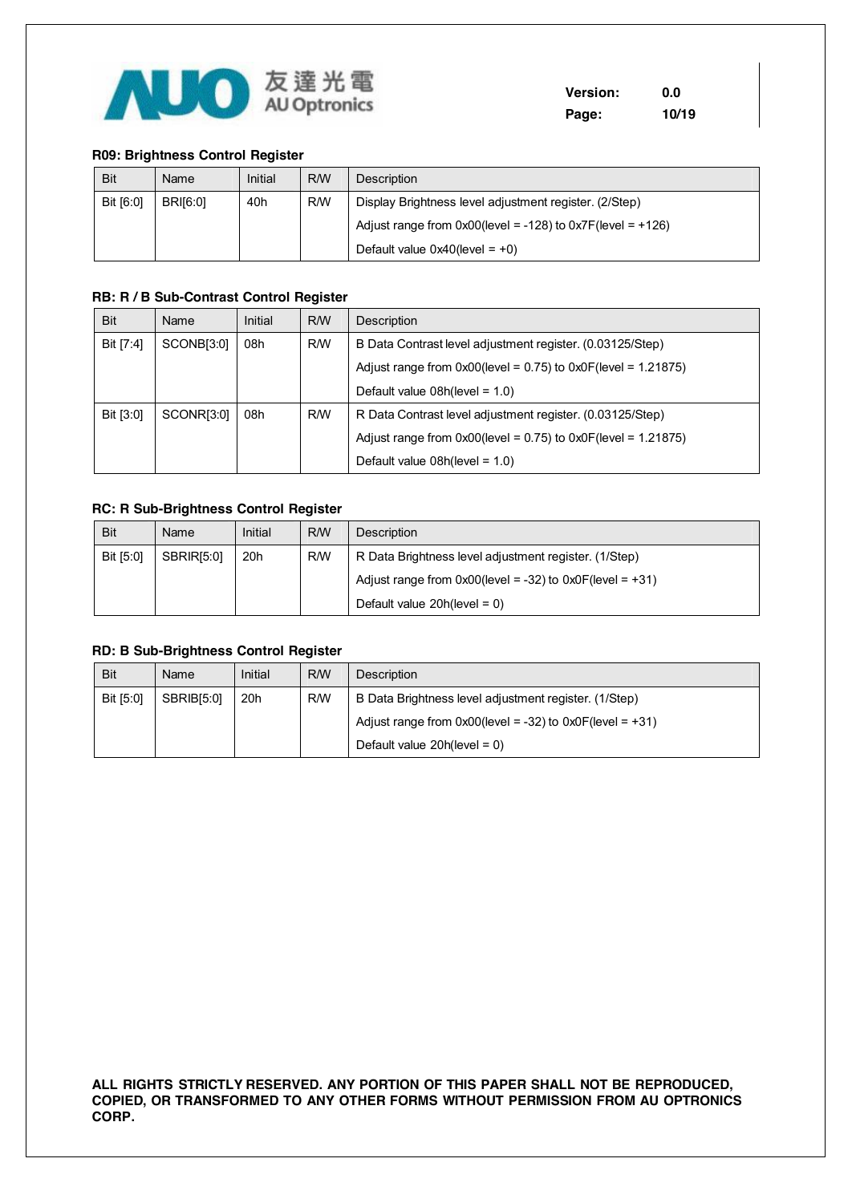### R09: Brightness Control Register

| Bit | Name | Initial | R/W | Description |
|---|---|---|---|---|
| Bit [6:0] | BRI[6:0] | 40h | R/W | Display Brightness level adjustment register. (2/Step)<br>Adjust range from 0x00(level = -128) to 0x7F(level = +126)<br>Default value 0x40(level = +0) |

### RB: R / B Sub-Contrast Control Register

| Bit | Name | Initial | R/W | Description |
|---|---|---|---|---|
| Bit [7:4] | SCONB[3:0] | 08h | R/W | B Data Contrast level adjustment register. (0.03125/Step)<br>Adjust range from 0x00(level = 0.75) to 0x0F(level = 1.21875)<br>Default value 08h(level = 1.0) |
| Bit [3:0] | SCONR[3:0] | 08h | R/W | R Data Contrast level adjustment register. (0.03125/Step)<br>Adjust range from 0x00(level = 0.75) to 0x0F(level = 1.21875)<br>Default value 08h(level = 1.0) |

### RC: R Sub-Brightness Control Register

| Bit | Name | Initial | R/W | Description |
|---|---|---|---|---|
| Bit [5:0] | SBRIR[5:0] | 20h | R/W | R Data Brightness level adjustment register. (1/Step)<br>Adjust range from 0x00(level = -32) to 0x0F(level = +31)<br>Default value 20h(level = 0) |

### RD: B Sub-Brightness Control Register

| Bit | Name | Initial | R/W | Description |
|---|---|---|---|---|
| Bit [5:0] | SBRIB[5:0] | 20h | R/W | B Data Brightness level adjustment register. (1/Step)<br>Adjust range from 0x00(level = -32) to 0x0F(level = +31)<br>Default value 20h(level = 0) |

**ALL RIGHTS STRICTLY RESERVED. ANY PORTION OF THIS PAPER SHALL NOT BE REPRODUCED, COPIED, OR TRANSFORMED TO ANY OTHER FORMS WITHOUT PERMISSION FROM AU OPTRONICS CORP.**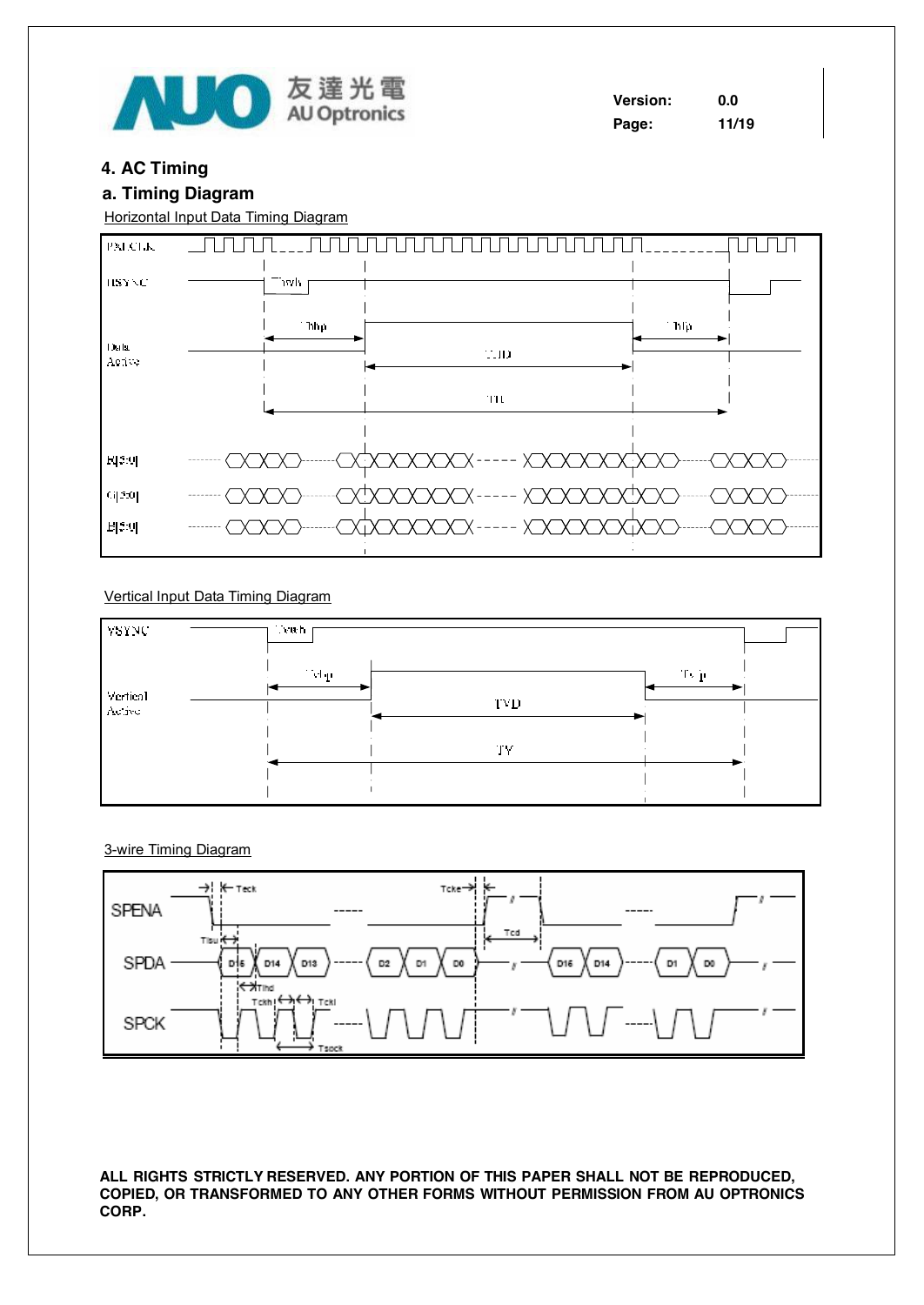# 4. AC Timing

## a. Timing Diagram

Horizontal Input Data Timing Diagram

Vertical Input Data Timing Diagram

3-wire Timing Diagram

**ALL RIGHTS STRICTLY RESERVED. ANY PORTION OF THIS PAPER SHALL NOT BE REPRODUCED, COPIED, OR TRANSFORMED TO ANY OTHER FORMS WITHOUT PERMISSION FROM AU OPTRONICS CORP.**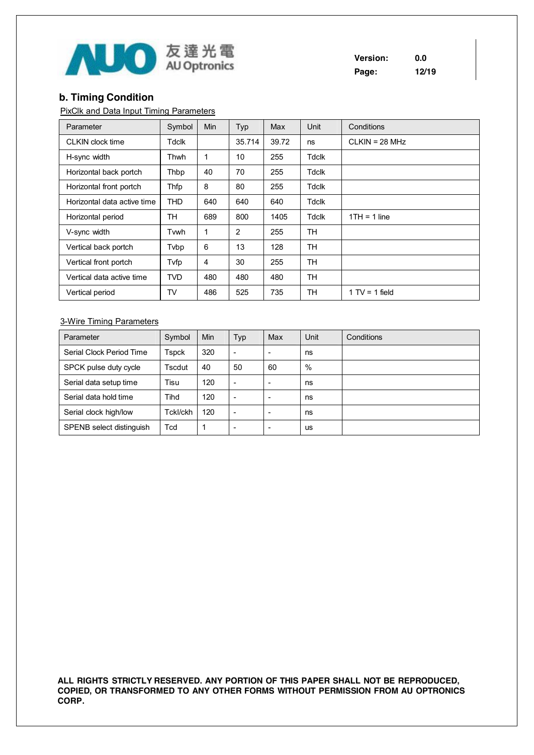## b. Timing Condition

PixClk and Data Input Timing Parameters

| Parameter | Symbol | Min | Typ | Max | Unit | Conditions |
|---|---|---|---|---|---|---|
| CLKIN clock time | Tdclk | | 35.714 | 39.72 | ns | CLKIN = 28 MHz |
| H-sync width | Thwh | 1 | 10 | 255 | Tdclk | |
| Horizontal back portch | Thbp | 40 | 70 | 255 | Tdclk | |
| Horizontal front portch | Thfp | 8 | 80 | 255 | Tdclk | |
| Horizontal data active time | THD | 640 | 640 | 640 | Tdclk | |
| Horizontal period | TH | 689 | 800 | 1405 | Tdclk | 1TH = 1 line |
| V-sync width | Tvwh | 1 | 2 | 255 | TH | |
| Vertical back portch | Tvbp | 6 | 13 | 128 | TH | |
| Vertical front portch | Tvfp | 4 | 30 | 255 | TH | |
| Vertical data active time | TVD | 480 | 480 | 480 | TH | |
| Vertical period | TV | 486 | 525 | 735 | TH | 1 TV = 1 field |

3-Wire Timing Parameters

| Parameter | Symbol | Min | Typ | Max | Unit | Conditions |
|---|---|---|---|---|---|---|
| Serial Clock Period Time | Tspck | 320 | - | - | ns | |
| SPCK pulse duty cycle | Tscdut | 40 | 50 | 60 | % | |
| Serial data setup time | Tisu | 120 | - | - | ns | |
| Serial data hold time | Tihd | 120 | - | - | ns | |
| Serial clock high/low | Tckl/ckh | 120 | - | - | ns | |
| SPENB select distinguish | Tcd | 1 | - | - | us | |

**ALL RIGHTS STRICTLY RESERVED. ANY PORTION OF THIS PAPER SHALL NOT BE REPRODUCED, COPIED, OR TRANSFORMED TO ANY OTHER FORMS WITHOUT PERMISSION FROM AU OPTRONICS CORP.**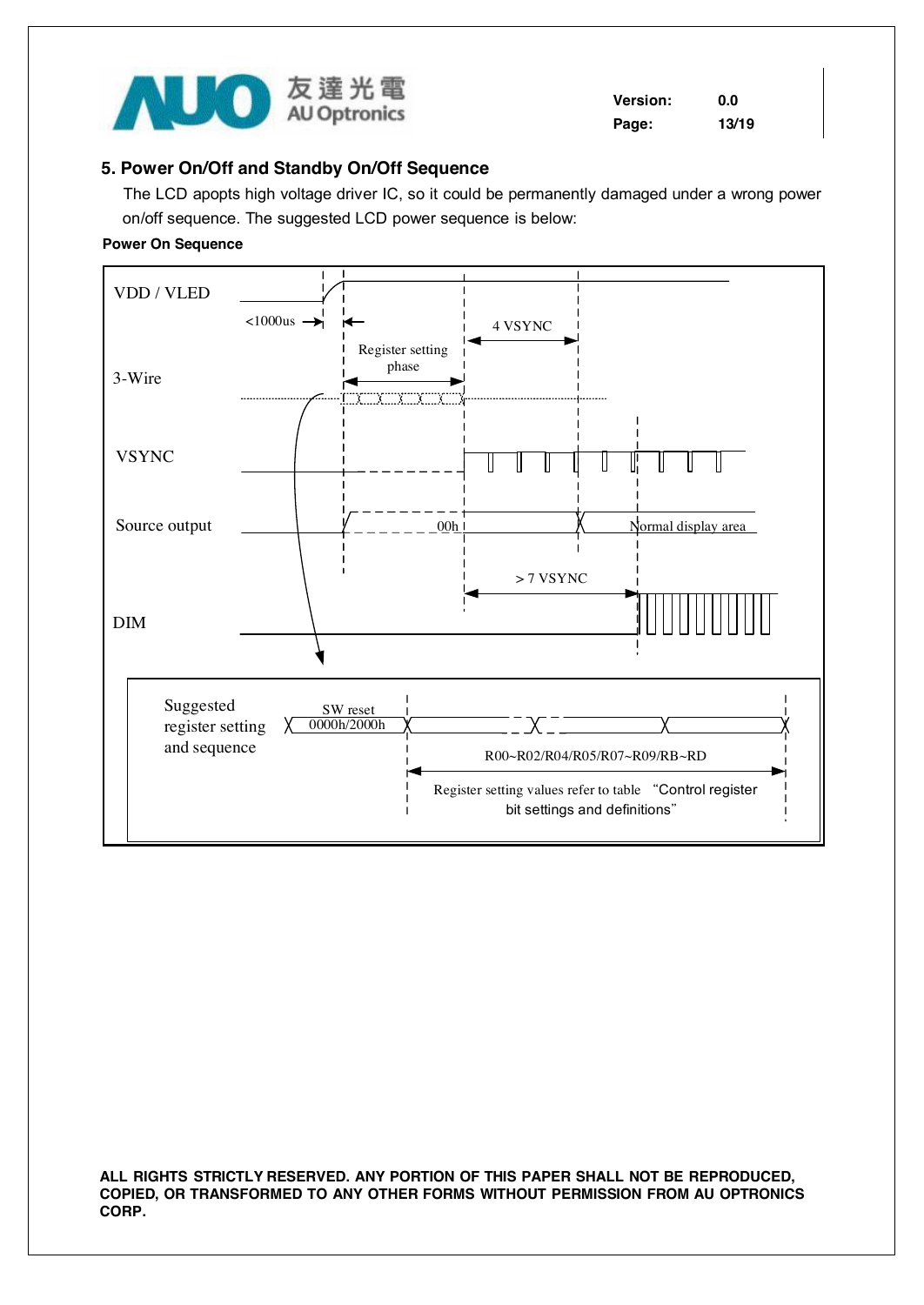## 5. Power On/Off and Standby On/Off Sequence

The LCD apopts high voltage driver IC, so it could be permanently damaged under a wrong power on/off sequence. The suggested LCD power sequence is below:

**Power On Sequence**

VDD / VLED

<1000us

4 VSYNC

Register setting phase

3-Wire

VSYNC

Source output

00h

Normal display area

> 7 VSYNC

DIM

Suggested register setting and sequence

SW reset 0000h/2000h

R00~R02/R04/R05/R07~R09/RB~RD

Register setting values refer to table "Control register bit settings and definitions"

**ALL RIGHTS STRICTLY RESERVED. ANY PORTION OF THIS PAPER SHALL NOT BE REPRODUCED, COPIED, OR TRANSFORMED TO ANY OTHER FORMS WITHOUT PERMISSION FROM AU OPTRONICS CORP.**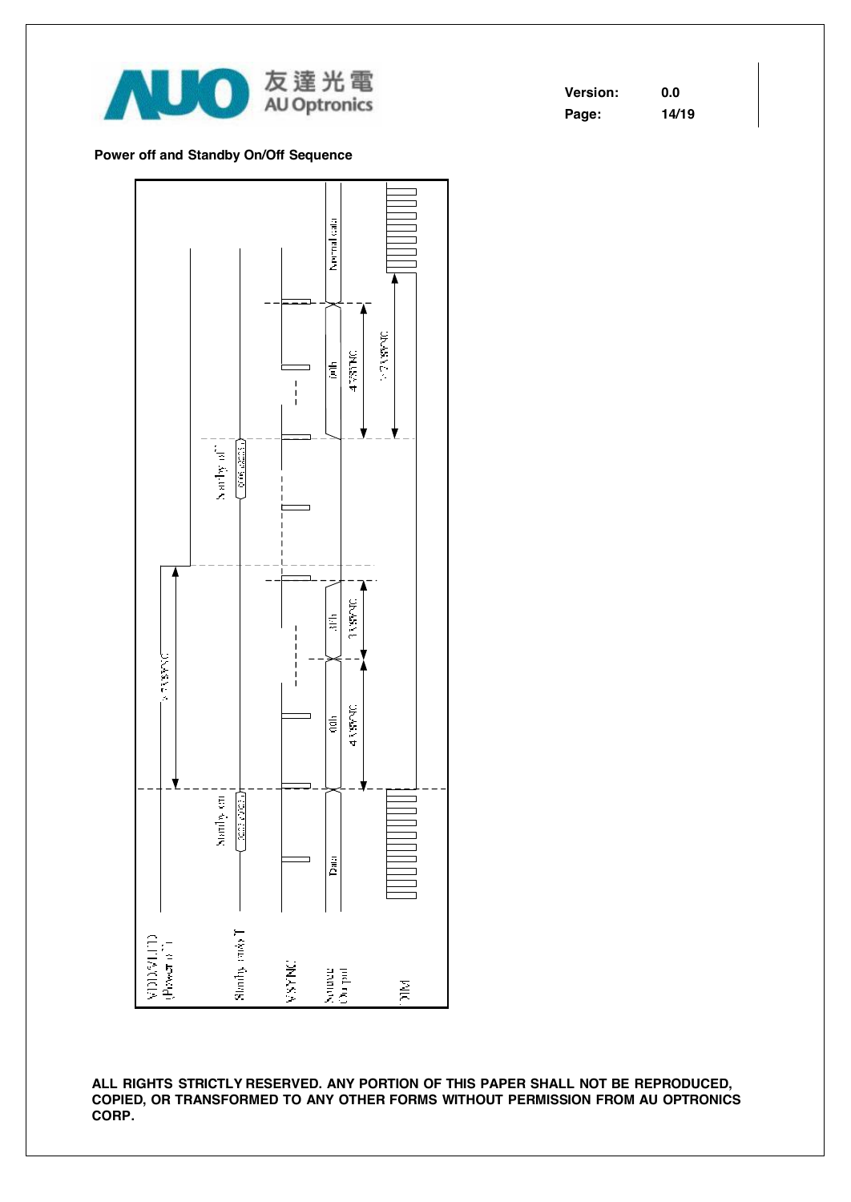**Power off and Standby On/Off Sequence**

VDD/VLED (Power on)

Standby_mode T

VSYNC

Source Output

DIM

Data

Standby on

00h

4 VSYNC

FFh

3 VSYNC

> 7 VSYNC

Standby off

00h

4 VSYNC

> 7 VSYNC

Normal data

**ALL RIGHTS STRICTLY RESERVED. ANY PORTION OF THIS PAPER SHALL NOT BE REPRODUCED, COPIED, OR TRANSFORMED TO ANY OTHER FORMS WITHOUT PERMISSION FROM AU OPTRONICS CORP.**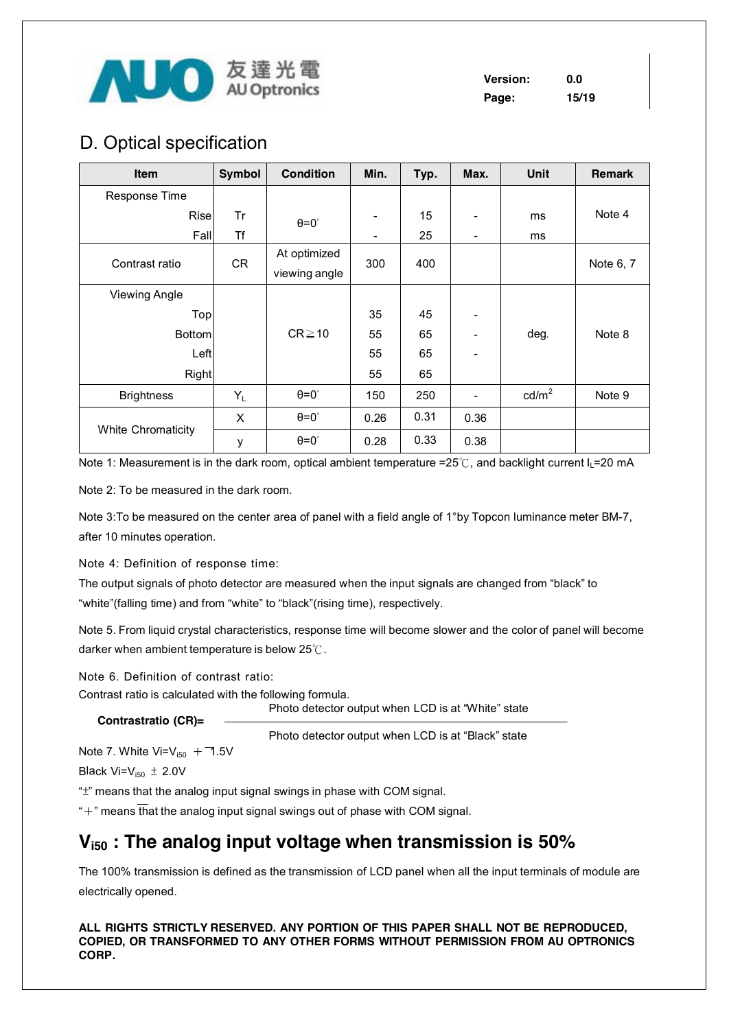## D. Optical specification

| Item | Symbol | Condition | Min. | Typ. | Max. | Unit | Remark |
|---|---|---|---|---|---|---|---|
| Response Time | | | | | | | |
| Rise | Tr | θ=0° | - | 15 | - | ms | Note 4 |
| Fall | Tf | | - | 25 | - | ms | |
| Contrast ratio | CR | At optimized viewing angle | 300 | 400 | | | Note 6, 7 |
| Viewing Angle | | | | | | | |
| Top | | CR≧10 | 35 | 45 | - | deg. | Note 8 |
| Bottom | | | 55 | 65 | - | | |
| Left | | | 55 | 65 | - | | |
| Right | | | 55 | 65 | | | |
| Brightness | $Y_L$ | θ=0° | 150 | 250 | - | cd/m$^2$ | Note 9 |
| White Chromaticity | X | θ=0° | 0.26 | 0.31 | 0.36 | | |
| | y | θ=0° | 0.28 | 0.33 | 0.38 | | |

Note 1: Measurement is in the dark room, optical ambient temperature =25℃, and backlight current $I_L$=20 mA

Note 2: To be measured in the dark room.

Note 3:To be measured on the center area of panel with a field angle of 1°by Topcon luminance meter BM-7, after 10 minutes operation.

Note 4: Definition of response time:

The output signals of photo detector are measured when the input signals are changed from "black" to "white"(falling time) and from "white" to "black"(rising time), respectively.

Note 5. From liquid crystal characteristics, response time will become slower and the color of panel will become darker when ambient temperature is below 25℃.

Note 6. Definition of contrast ratio:

Contrast ratio is calculated with the following formula.

$$\text{Contrastratio (CR)} = \frac{\text{Photo detector output when LCD is at "White" state}}{\text{Photo detector output when LCD is at "Black" state}}$$

Note 7. White Vi=$V_{i50}$ $+\overline{-}$1.5V

Black Vi=$V_{i50}$ ± 2.0V

"±" means that the analog input signal swings in phase with COM signal.

"$+\overline{-}$" means that the analog input signal swings out of phase with COM signal.

## $V_{i50}$ : The analog input voltage when transmission is 50%

The 100% transmission is defined as the transmission of LCD panel when all the input terminals of module are electrically opened.

**ALL RIGHTS STRICTLY RESERVED. ANY PORTION OF THIS PAPER SHALL NOT BE REPRODUCED, COPIED, OR TRANSFORMED TO ANY OTHER FORMS WITHOUT PERMISSION FROM AU OPTRONICS CORP.**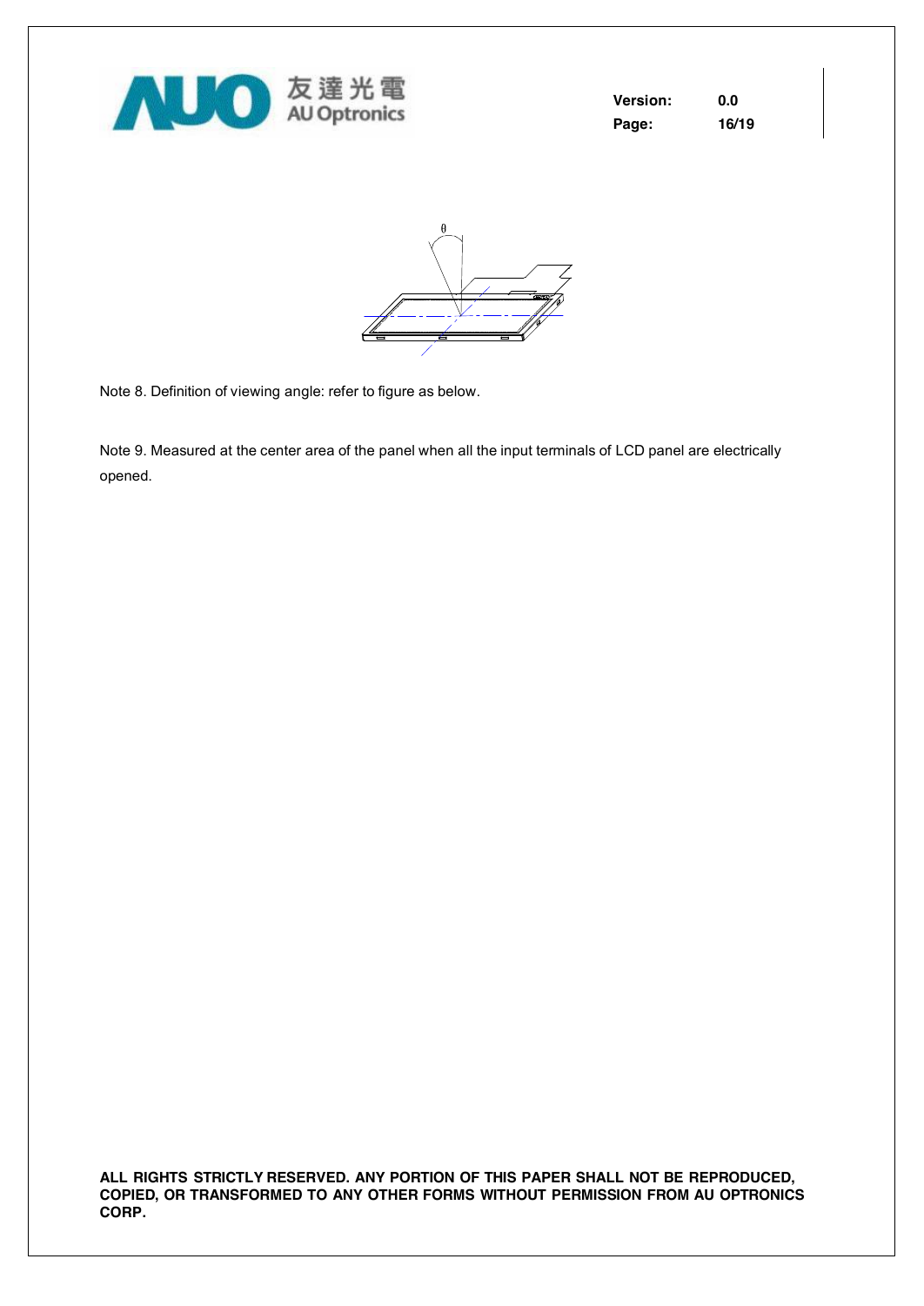Note 8. Definition of viewing angle: refer to figure as below.

Note 9. Measured at the center area of the panel when all the input terminals of LCD panel are electrically opened.

**ALL RIGHTS STRICTLY RESERVED. ANY PORTION OF THIS PAPER SHALL NOT BE REPRODUCED, COPIED, OR TRANSFORMED TO ANY OTHER FORMS WITHOUT PERMISSION FROM AU OPTRONICS CORP.**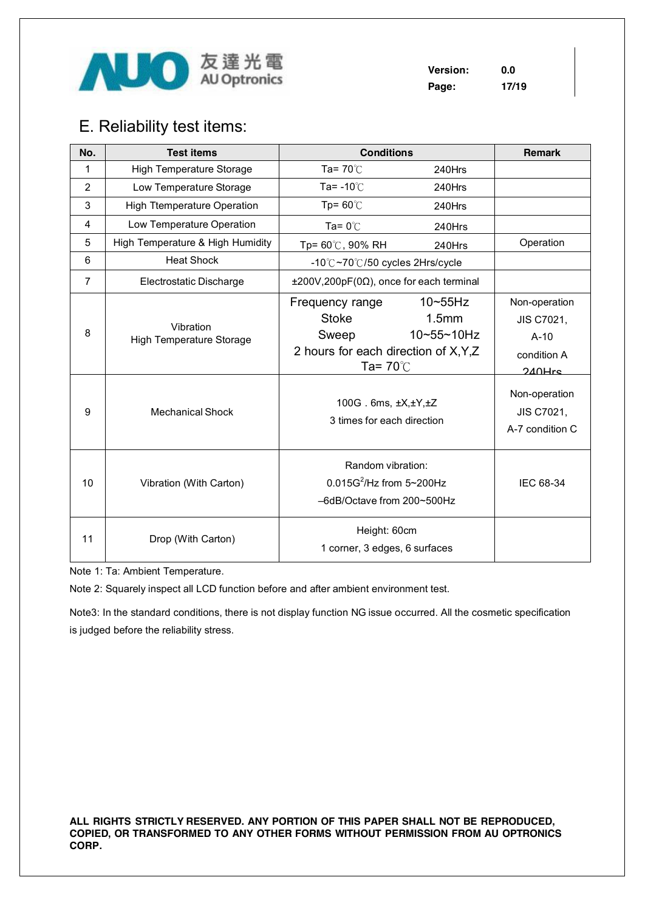## E. Reliability test items:

| No. | Test items | Conditions | Remark |
|---|---|---|---|
| 1 | High Temperature Storage | Ta= 70℃ 240Hrs | |
| 2 | Low Temperature Storage | Ta= -10℃ 240Hrs | |
| 3 | High Ttemperature Operation | Tp= 60℃ 240Hrs | |
| 4 | Low Temperature Operation | Ta= 0℃ 240Hrs | |
| 5 | High Temperature & High Humidity | Tp= 60℃, 90% RH 240Hrs | Operation |
| 6 | Heat Shock | -10℃~70℃/50 cycles 2Hrs/cycle | |
| 7 | Electrostatic Discharge | ±200V,200pF(0Ω), once for each terminal | |
| 8 | Vibration<br>High Temperature Storage | Frequency range 10~55Hz<br>Stoke 1.5mm<br>Sweep 10~55~10Hz<br>2 hours for each direction of X,Y,Z<br>Ta= 70℃ | Non-operation<br>JIS C7021,<br>A-10<br>condition A<br>240Hrs |
| 9 | Mechanical Shock | 100G . 6ms, ±X,±Y,±Z<br>3 times for each direction | Non-operation<br>JIS C7021,<br>A-7 condition C |
| 10 | Vibration (With Carton) | Random vibration:<br>0.015$G^2$/Hz from 5~200Hz<br>–6dB/Octave from 200~500Hz | IEC 68-34 |
| 11 | Drop (With Carton) | Height: 60cm<br>1 corner, 3 edges, 6 surfaces | |

Note 1: Ta: Ambient Temperature.

Note 2: Squarely inspect all LCD function before and after ambient environment test.

Note3: In the standard conditions, there is not display function NG issue occurred. All the cosmetic specification is judged before the reliability stress.

**ALL RIGHTS STRICTLY RESERVED. ANY PORTION OF THIS PAPER SHALL NOT BE REPRODUCED, COPIED, OR TRANSFORMED TO ANY OTHER FORMS WITHOUT PERMISSION FROM AU OPTRONICS CORP.**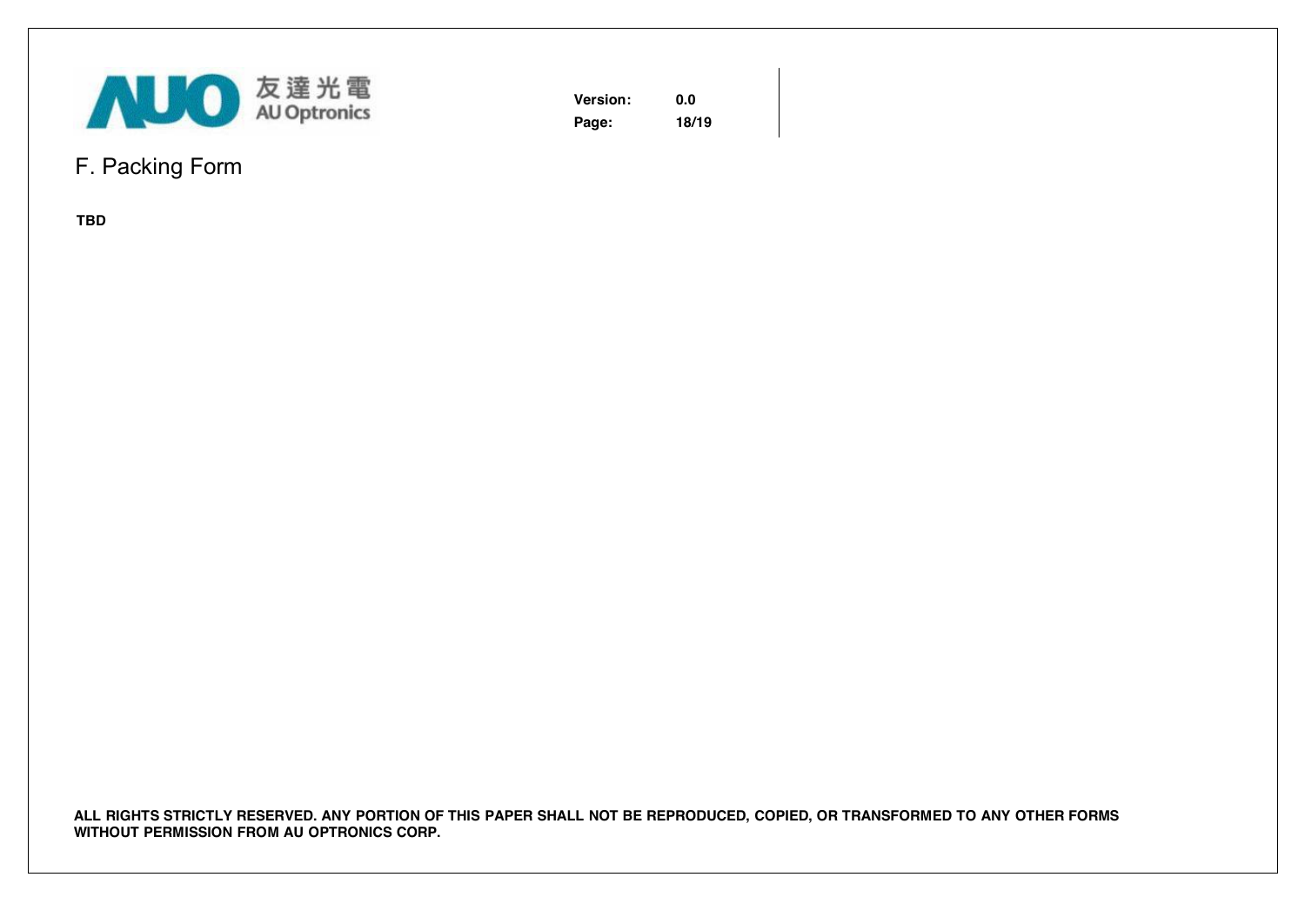## F. Packing Form

**TBD**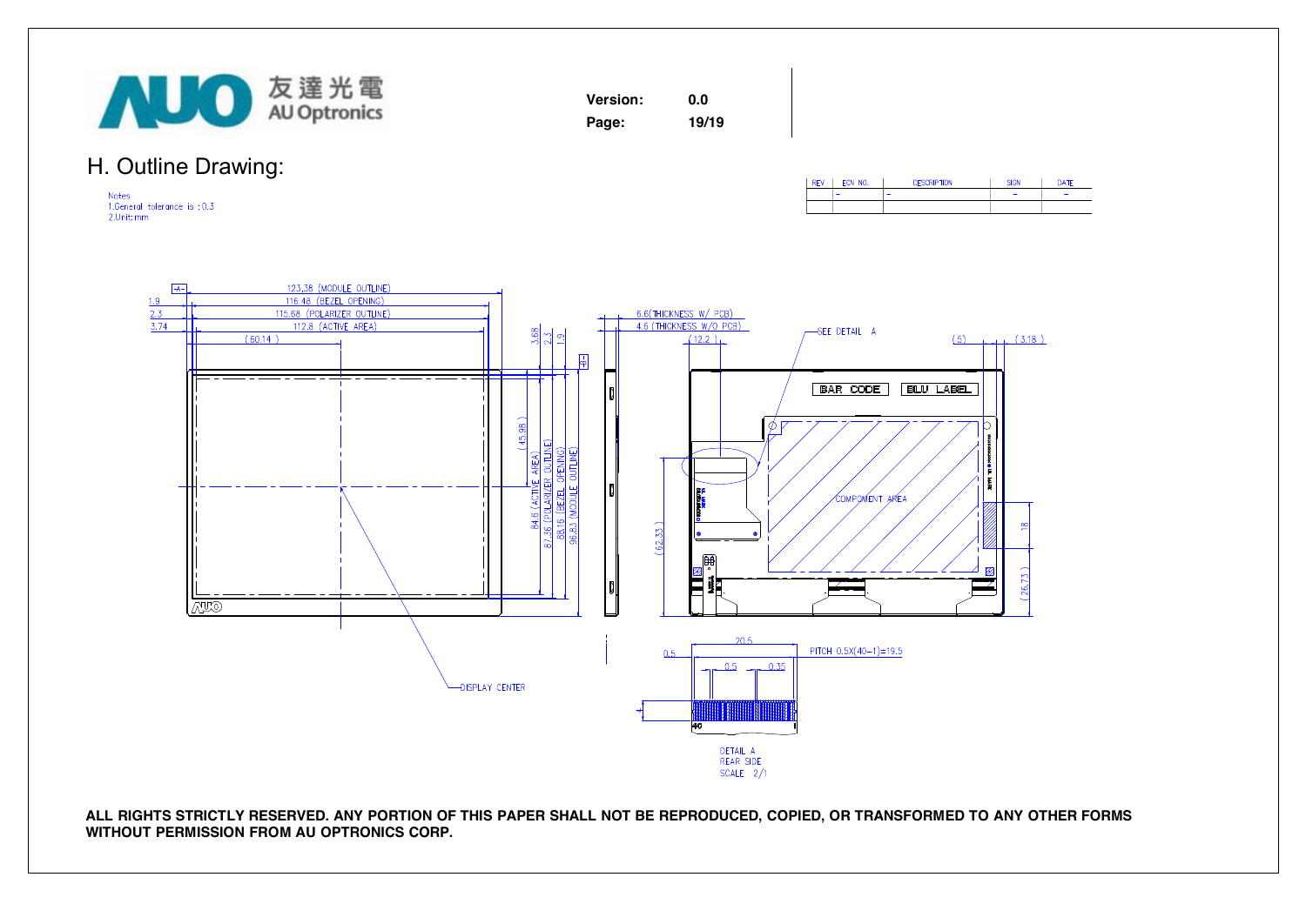# H. Outline Drawing:

Notes
1.General tolerance is :0.3
2.Unit:mm

| REV | ECN NO. | DESCRIPTION | SIGN | DATE |
|---|---|---|---|---|
| | – | – | – | – |
| | | | | |

123.38 (MODULE OUTLINE)
1.9 116.48 (BEZEL OPENING)
2.3 115.68 (POLARIZER OUTLINE)
3.74 112.8 (ACTIVE AREA)
(60.14)

3.68
2.3
1.9
(45.98)
84.6 (ACTIVE AREA)
87.36 (POLARIZER OUTLINE)
88.16 (BEZEL OPENING)
96.83 (MODULE OUTLINE)

DISPLAY CENTER

6.6(THICKNESS W/ PCB)
4.6 (THICKNESS W/O PCB)
(12.2)
SEE DETAIL A
(5)
(3.18)
BAR CODE
BLU LABEL
COMPONENT AREA
18
(62.33)
(26.73)

20.5
0.5
0.5
0.35
PITCH 0.5X(40–1)=19.5
40
1

DETAIL A
REAR SIDE
SCALE 2/1

**ALL RIGHTS STRICTLY RESERVED. ANY PORTION OF THIS PAPER SHALL NOT BE REPRODUCED, COPIED, OR TRANSFORMED TO ANY OTHER FORMS WITHOUT PERMISSION FROM AU OPTRONICS CORP.**